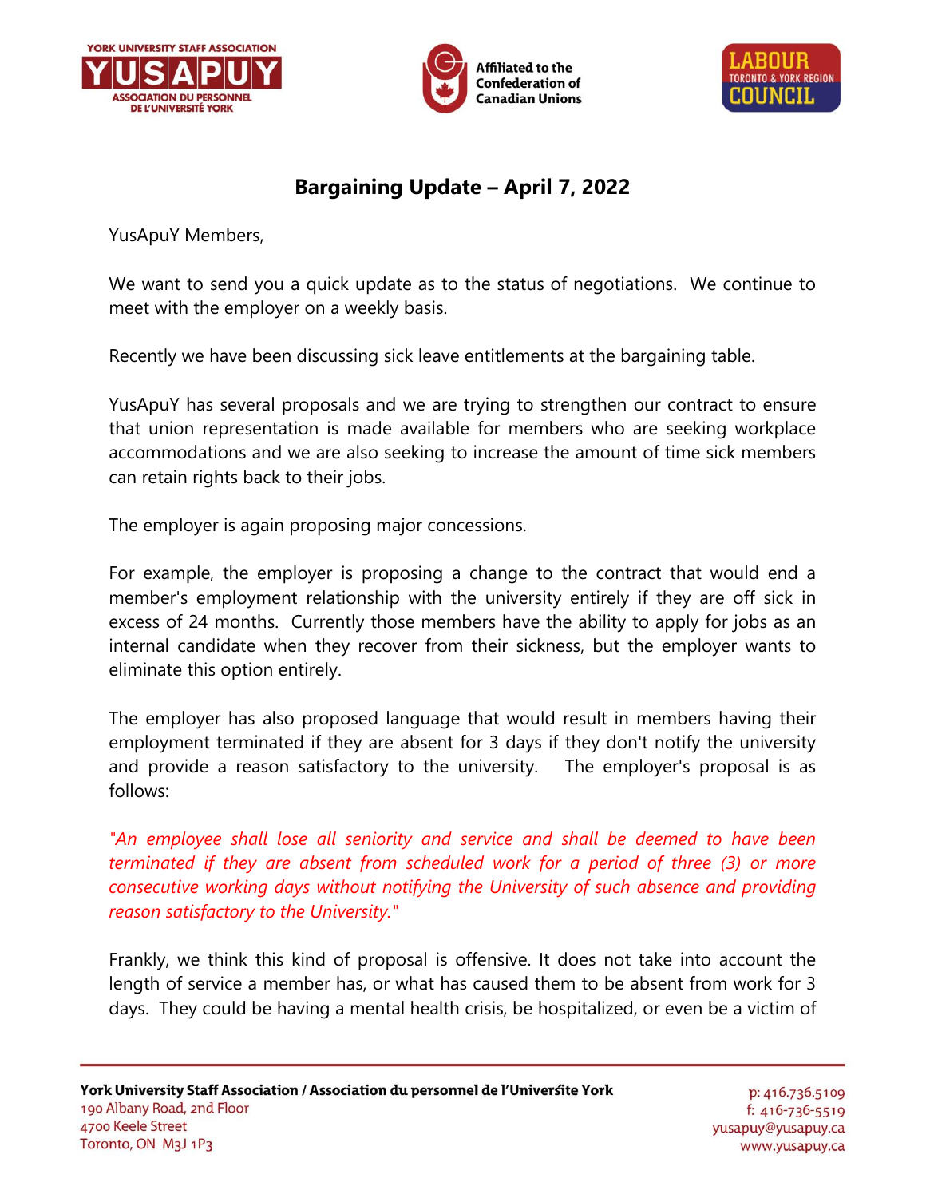## Bargaining Update – April 7, 2022

YusApuY Members,

We want to send you a quick update as to the status of negotiations. We continue to meet with the employer on a weekly basis.

Recently we have been discussing sick leave entitlements at the bargaining table.

YusApuY has several proposals and we are trying to strengthen our contract to ensure that union representation is made available for members who are seeking workplace accommodations and we are also seeking to increase the amount of time sick members can retain rights back to their jobs.

The employer is again proposing major concessions.

For example, the employer is proposing a change to the contract that would end a member's employment relationship with the university entirely if they are off sick in excess of 24 months. Currently those members have the ability to apply for jobs as an internal candidate when they recover from their sickness, but the employer wants to eliminate this option entirely.

The employer has also proposed language that would result in members having their employment terminated if they are absent for 3 days if they don't notify the university and provide a reason satisfactory to the university. The employer's proposal is as follows:

*"An employee shall lose all seniority and service and shall be deemed to have been terminated if they are absent from scheduled work for a period of three (3) or more consecutive working days without notifying the University of such absence and providing reason satisfactory to the University."*

Frankly, we think this kind of proposal is offensive. It does not take into account the length of service a member has, or what has caused them to be absent from work for 3 days. They could be having a mental health crisis, be hospitalized, or even be a victim of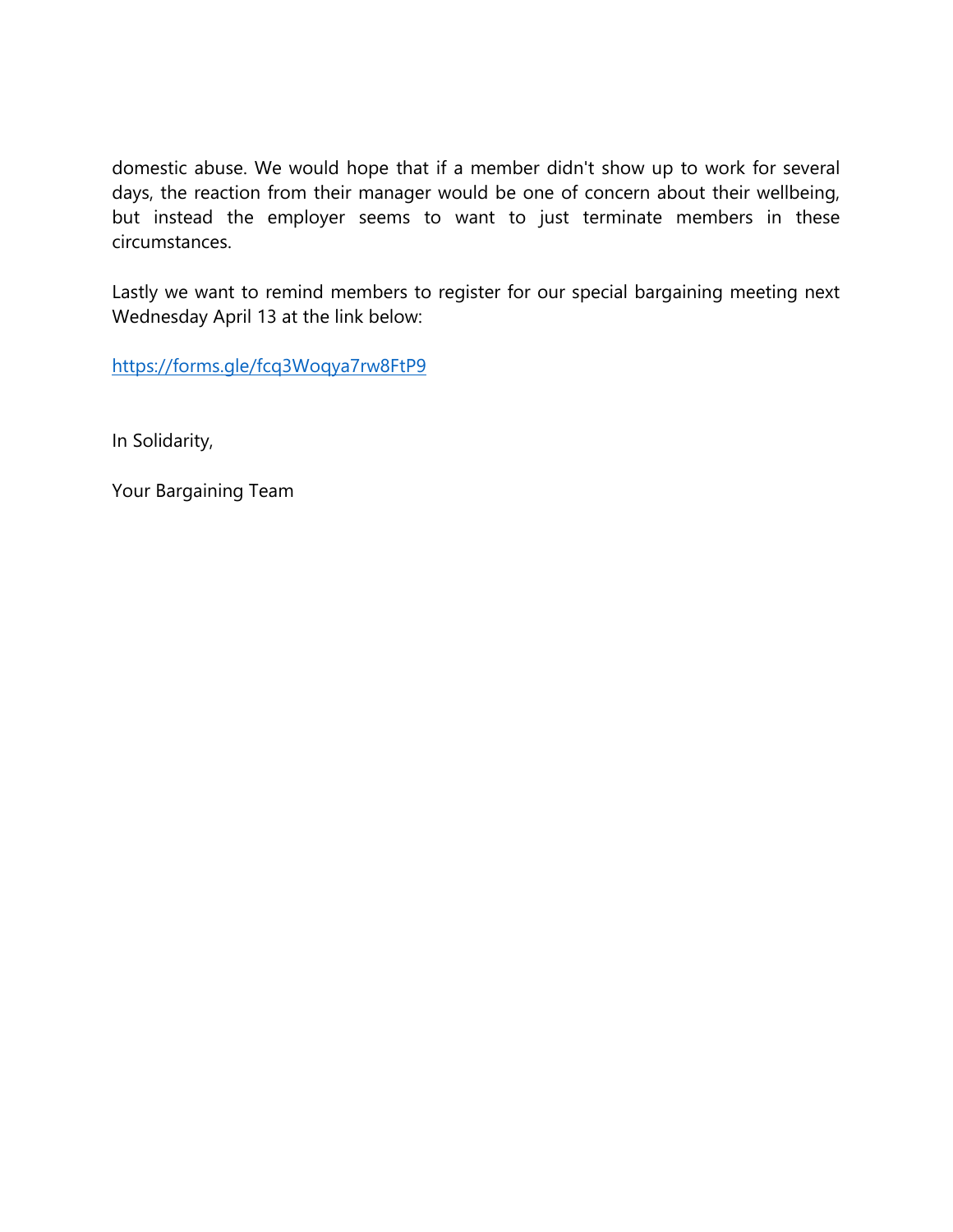domestic abuse. We would hope that if a member didn't show up to work for several days, the reaction from their manager would be one of concern about their wellbeing, but instead the employer seems to want to just terminate members in these circumstances.

Lastly we want to remind members to register for our special bargaining meeting next Wednesday April 13 at the link below:

[https://forms.gle/fcq3Woqya7rw8FtP9](https://forms.gle/fcq3Woqya7rw8FtP9)

In Solidarity,

Your Bargaining Team